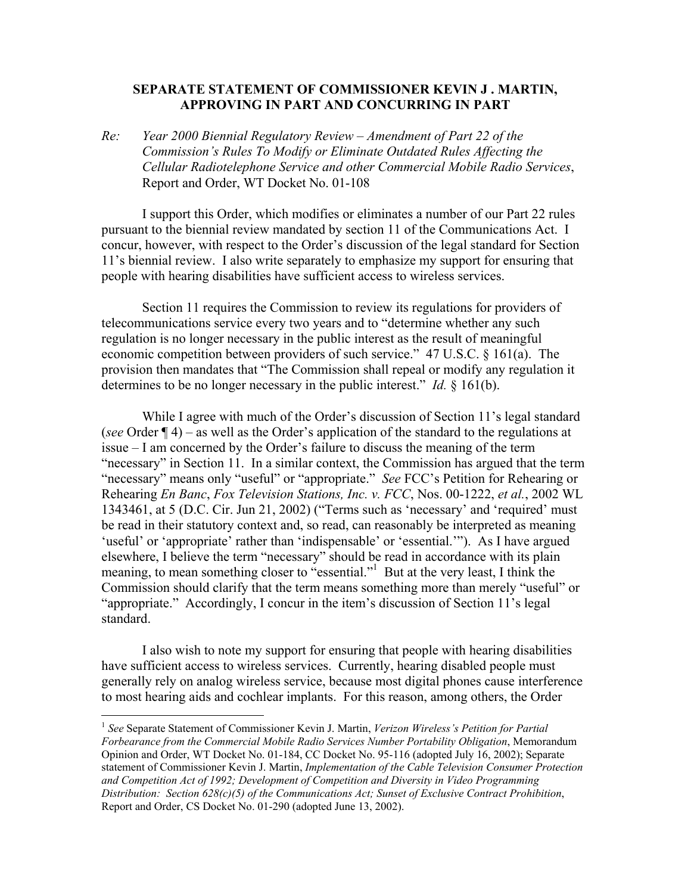# SEPARATE STATEMENT OF COMMISSIONER KEVIN J . MARTIN, APPROVING IN PART AND CONCURRING IN PART

*Re: Year 2000 Biennial Regulatory Review – Amendment of Part 22 of the Commission's Rules To Modify or Eliminate Outdated Rules Affecting the Cellular Radiotelephone Service and other Commercial Mobile Radio Services*, Report and Order, WT Docket No. 01-108

I support this Order, which modifies or eliminates a number of our Part 22 rules pursuant to the biennial review mandated by section 11 of the Communications Act. I concur, however, with respect to the Order's discussion of the legal standard for Section 11's biennial review. I also write separately to emphasize my support for ensuring that people with hearing disabilities have sufficient access to wireless services.

Section 11 requires the Commission to review its regulations for providers of telecommunications service every two years and to "determine whether any such regulation is no longer necessary in the public interest as the result of meaningful economic competition between providers of such service." 47 U.S.C. § 161(a). The provision then mandates that "The Commission shall repeal or modify any regulation it determines to be no longer necessary in the public interest." *Id.* § 161(b).

While I agree with much of the Order's discussion of Section 11's legal standard (*see* Order ¶ 4) – as well as the Order's application of the standard to the regulations at issue – I am concerned by the Order's failure to discuss the meaning of the term "necessary" in Section 11. In a similar context, the Commission has argued that the term "necessary" means only "useful" or "appropriate." *See* FCC's Petition for Rehearing or Rehearing *En Banc*, *Fox Television Stations, Inc. v. FCC*, Nos. 00-1222, *et al.*, 2002 WL 1343461, at 5 (D.C. Cir. Jun 21, 2002) ("Terms such as 'necessary' and 'required' must be read in their statutory context and, so read, can reasonably be interpreted as meaning 'useful' or 'appropriate' rather than 'indispensable' or 'essential.'"). As I have argued elsewhere, I believe the term "necessary" should be read in accordance with its plain meaning, to mean something closer to "essential."[1] But at the very least, I think the Commission should clarify that the term means something more than merely "useful" or "appropriate." Accordingly, I concur in the item's discussion of Section 11's legal standard.

I also wish to note my support for ensuring that people with hearing disabilities have sufficient access to wireless services. Currently, hearing disabled people must generally rely on analog wireless service, because most digital phones cause interference to most hearing aids and cochlear implants. For this reason, among others, the Order

[1] *See* Separate Statement of Commissioner Kevin J. Martin, *Verizon Wireless's Petition for Partial Forbearance from the Commercial Mobile Radio Services Number Portability Obligation*, Memorandum Opinion and Order, WT Docket No. 01-184, CC Docket No. 95-116 (adopted July 16, 2002); Separate statement of Commissioner Kevin J. Martin, *Implementation of the Cable Television Consumer Protection and Competition Act of 1992; Development of Competition and Diversity in Video Programming Distribution: Section 628(c)(5) of the Communications Act; Sunset of Exclusive Contract Prohibition*, Report and Order, CS Docket No. 01-290 (adopted June 13, 2002).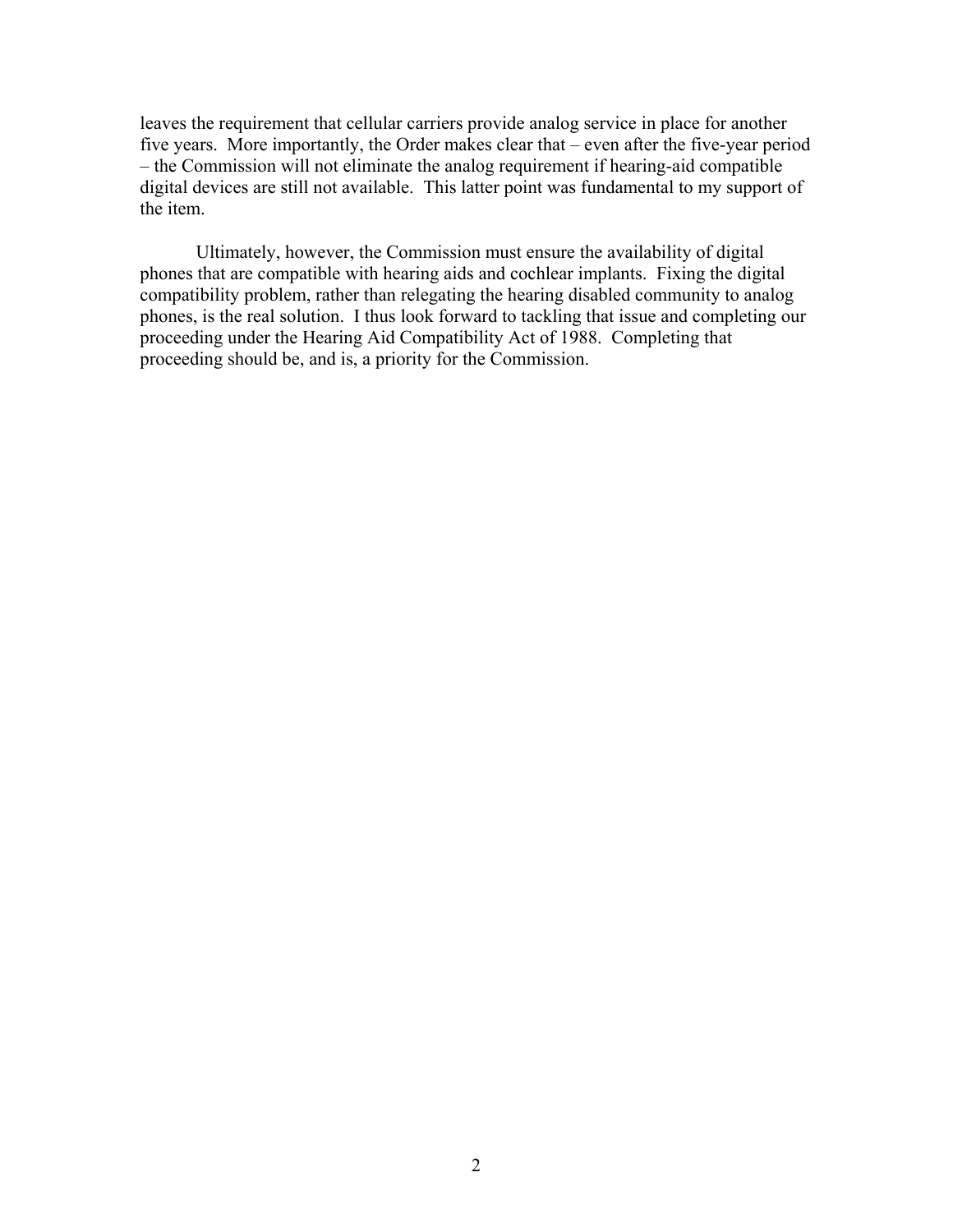leaves the requirement that cellular carriers provide analog service in place for another five years. More importantly, the Order makes clear that – even after the five-year period – the Commission will not eliminate the analog requirement if hearing-aid compatible digital devices are still not available. This latter point was fundamental to my support of the item.

Ultimately, however, the Commission must ensure the availability of digital phones that are compatible with hearing aids and cochlear implants. Fixing the digital compatibility problem, rather than relegating the hearing disabled community to analog phones, is the real solution. I thus look forward to tackling that issue and completing our proceeding under the Hearing Aid Compatibility Act of 1988. Completing that proceeding should be, and is, a priority for the Commission.